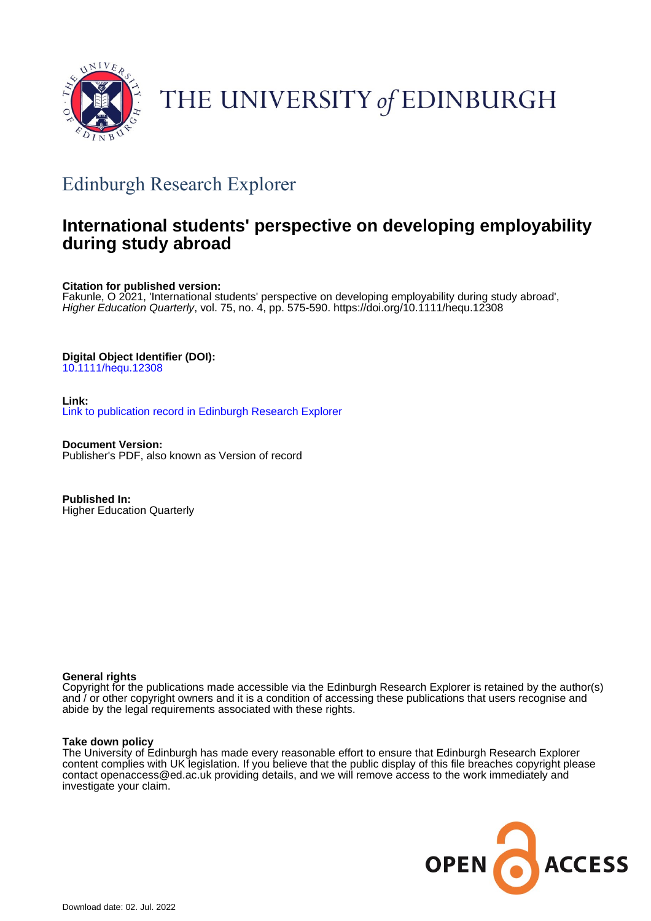THE UNIVERSITY *of* EDINBURGH

## Edinburgh Research Explorer

# International students' perspective on developing employability during study abroad

**Citation for published version:**
Fakunle, O 2021, 'International students' perspective on developing employability during study abroad', *Higher Education Quarterly*, vol. 75, no. 4, pp. 575-590. https://doi.org/10.1111/hequ.12308

**Digital Object Identifier (DOI):**
10.1111/hequ.12308

**Link:**
Link to publication record in Edinburgh Research Explorer

**Document Version:**
Publisher's PDF, also known as Version of record

**Published In:**
Higher Education Quarterly

**General rights**
Copyright for the publications made accessible via the Edinburgh Research Explorer is retained by the author(s) and / or other copyright owners and it is a condition of accessing these publications that users recognise and abide by the legal requirements associated with these rights.

**Take down policy**
The University of Edinburgh has made every reasonable effort to ensure that Edinburgh Research Explorer content complies with UK legislation. If you believe that the public display of this file breaches copyright please contact openaccess@ed.ac.uk providing details, and we will remove access to the work immediately and investigate your claim.

OPEN ACCESS

Download date: 02. Jul. 2022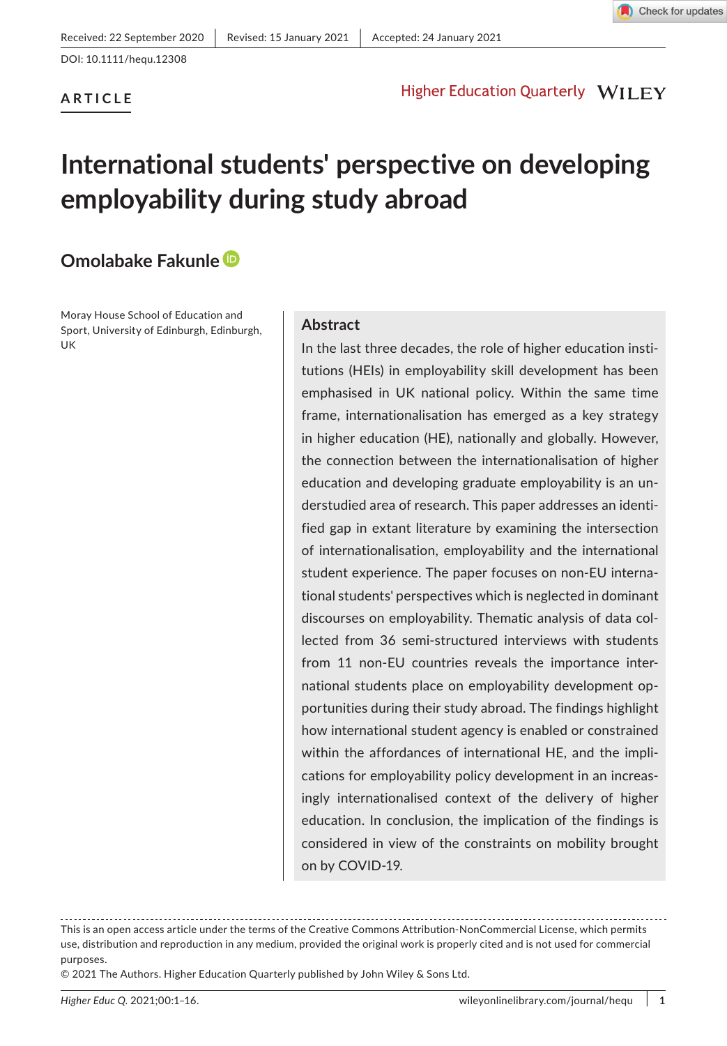Received: 22 September 2020 | Revised: 15 January 2021 | Accepted: 24 January 2021

DOI: 10.1111/hequ.12308

**ARTICLE**

# International students' perspective on developing employability during study abroad

**Omolabake Fakunle**

Moray House School of Education and Sport, University of Edinburgh, Edinburgh, UK

## Abstract

In the last three decades, the role of higher education institutions (HEIs) in employability skill development has been emphasised in UK national policy. Within the same time frame, internationalisation has emerged as a key strategy in higher education (HE), nationally and globally. However, the connection between the internationalisation of higher education and developing graduate employability is an understudied area of research. This paper addresses an identified gap in extant literature by examining the intersection of internationalisation, employability and the international student experience. The paper focuses on non-EU international students' perspectives which is neglected in dominant discourses on employability. Thematic analysis of data collected from 36 semi-structured interviews with students from 11 non-EU countries reveals the importance international students place on employability development opportunities during their study abroad. The findings highlight how international student agency is enabled or constrained within the affordances of international HE, and the implications for employability policy development in an increasingly internationalised context of the delivery of higher education. In conclusion, the implication of the findings is considered in view of the constraints on mobility brought on by COVID-19.

This is an open access article under the terms of the Creative Commons Attribution-NonCommercial License, which permits use, distribution and reproduction in any medium, provided the original work is properly cited and is not used for commercial purposes.

© 2021 The Authors. Higher Education Quarterly published by John Wiley & Sons Ltd.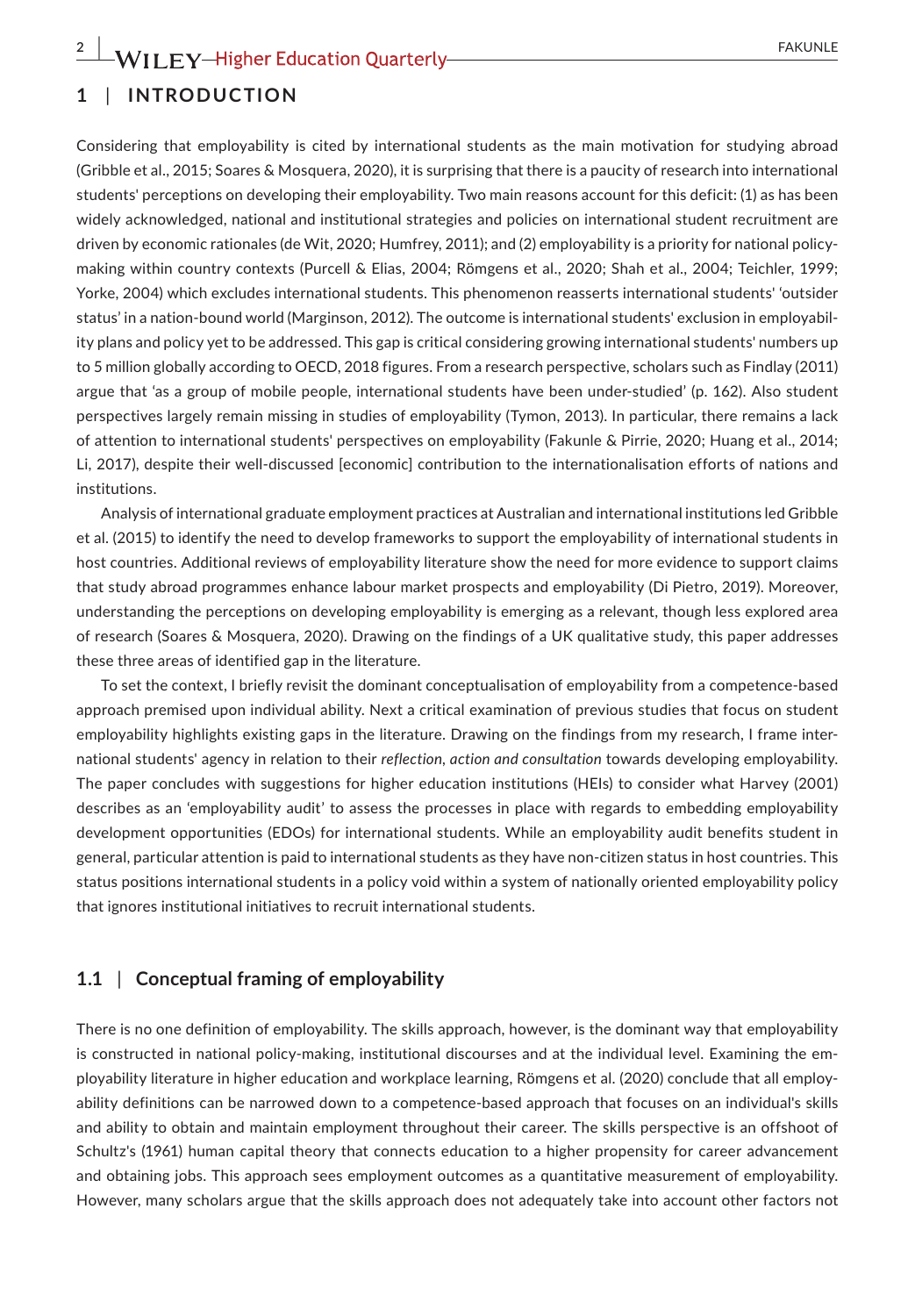## 1 | INTRODUCTION

Considering that employability is cited by international students as the main motivation for studying abroad (Gribble et al., 2015; Soares & Mosquera, 2020), it is surprising that there is a paucity of research into international students' perceptions on developing their employability. Two main reasons account for this deficit: (1) as has been widely acknowledged, national and institutional strategies and policies on international student recruitment are driven by economic rationales (de Wit, 2020; Humfrey, 2011); and (2) employability is a priority for national policy-making within country contexts (Purcell & Elias, 2004; Römgens et al., 2020; Shah et al., 2004; Teichler, 1999; Yorke, 2004) which excludes international students. This phenomenon reasserts international students' 'outsider status' in a nation-bound world (Marginson, 2012). The outcome is international students' exclusion in employability plans and policy yet to be addressed. This gap is critical considering growing international students' numbers up to 5 million globally according to OECD, 2018 figures. From a research perspective, scholars such as Findlay (2011) argue that 'as a group of mobile people, international students have been under-studied' (p. 162). Also student perspectives largely remain missing in studies of employability (Tymon, 2013). In particular, there remains a lack of attention to international students' perspectives on employability (Fakunle & Pirrie, 2020; Huang et al., 2014; Li, 2017), despite their well-discussed [economic] contribution to the internationalisation efforts of nations and institutions.

Analysis of international graduate employment practices at Australian and international institutions led Gribble et al. (2015) to identify the need to develop frameworks to support the employability of international students in host countries. Additional reviews of employability literature show the need for more evidence to support claims that study abroad programmes enhance labour market prospects and employability (Di Pietro, 2019). Moreover, understanding the perceptions on developing employability is emerging as a relevant, though less explored area of research (Soares & Mosquera, 2020). Drawing on the findings of a UK qualitative study, this paper addresses these three areas of identified gap in the literature.

To set the context, I briefly revisit the dominant conceptualisation of employability from a competence-based approach premised upon individual ability. Next a critical examination of previous studies that focus on student employability highlights existing gaps in the literature. Drawing on the findings from my research, I frame international students' agency in relation to their *reflection, action and consultation* towards developing employability. The paper concludes with suggestions for higher education institutions (HEIs) to consider what Harvey (2001) describes as an 'employability audit' to assess the processes in place with regards to embedding employability development opportunities (EDOs) for international students. While an employability audit benefits student in general, particular attention is paid to international students as they have non-citizen status in host countries. This status positions international students in a policy void within a system of nationally oriented employability policy that ignores institutional initiatives to recruit international students.

### 1.1 | Conceptual framing of employability

There is no one definition of employability. The skills approach, however, is the dominant way that employability is constructed in national policy-making, institutional discourses and at the individual level. Examining the employability literature in higher education and workplace learning, Römgens et al. (2020) conclude that all employability definitions can be narrowed down to a competence-based approach that focuses on an individual's skills and ability to obtain and maintain employment throughout their career. The skills perspective is an offshoot of Schultz's (1961) human capital theory that connects education to a higher propensity for career advancement and obtaining jobs. This approach sees employment outcomes as a quantitative measurement of employability. However, many scholars argue that the skills approach does not adequately take into account other factors not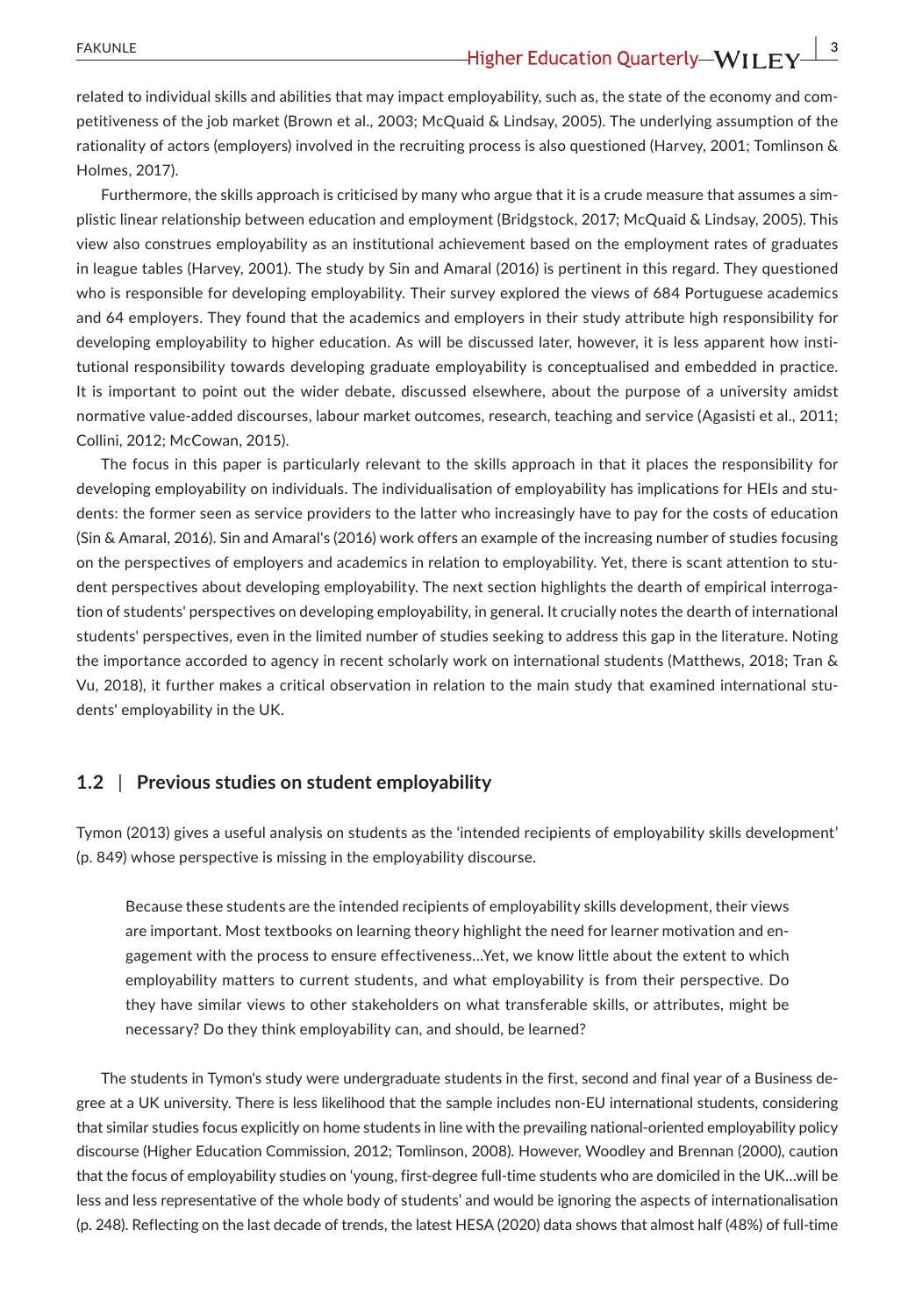related to individual skills and abilities that may impact employability, such as, the state of the economy and competitiveness of the job market (Brown et al., 2003; McQuaid & Lindsay, 2005). The underlying assumption of the rationality of actors (employers) involved in the recruiting process is also questioned (Harvey, 2001; Tomlinson & Holmes, 2017).

Furthermore, the skills approach is criticised by many who argue that it is a crude measure that assumes a simplistic linear relationship between education and employment (Bridgstock, 2017; McQuaid & Lindsay, 2005). This view also construes employability as an institutional achievement based on the employment rates of graduates in league tables (Harvey, 2001). The study by Sin and Amaral (2016) is pertinent in this regard. They questioned who is responsible for developing employability. Their survey explored the views of 684 Portuguese academics and 64 employers. They found that the academics and employers in their study attribute high responsibility for developing employability to higher education. As will be discussed later, however, it is less apparent how institutional responsibility towards developing graduate employability is conceptualised and embedded in practice. It is important to point out the wider debate, discussed elsewhere, about the purpose of a university amidst normative value-added discourses, labour market outcomes, research, teaching and service (Agasisti et al., 2011; Collini, 2012; McCowan, 2015).

The focus in this paper is particularly relevant to the skills approach in that it places the responsibility for developing employability on individuals. The individualisation of employability has implications for HEIs and students: the former seen as service providers to the latter who increasingly have to pay for the costs of education (Sin & Amaral, 2016). Sin and Amaral's (2016) work offers an example of the increasing number of studies focusing on the perspectives of employers and academics in relation to employability. Yet, there is scant attention to student perspectives about developing employability. The next section highlights the dearth of empirical interrogation of students' perspectives on developing employability, in general. It crucially notes the dearth of international students' perspectives, even in the limited number of studies seeking to address this gap in the literature. Noting the importance accorded to agency in recent scholarly work on international students (Matthews, 2018; Tran & Vu, 2018), it further makes a critical observation in relation to the main study that examined international students' employability in the UK.

### 1.2 | Previous studies on student employability

Tymon (2013) gives a useful analysis on students as the 'intended recipients of employability skills development' (p. 849) whose perspective is missing in the employability discourse.

> Because these students are the intended recipients of employability skills development, their views are important. Most textbooks on learning theory highlight the need for learner motivation and engagement with the process to ensure effectiveness…Yet, we know little about the extent to which employability matters to current students, and what employability is from their perspective. Do they have similar views to other stakeholders on what transferable skills, or attributes, might be necessary? Do they think employability can, and should, be learned?

The students in Tymon's study were undergraduate students in the first, second and final year of a Business degree at a UK university. There is less likelihood that the sample includes non-EU international students, considering that similar studies focus explicitly on home students in line with the prevailing national-oriented employability policy discourse (Higher Education Commission, 2012; Tomlinson, 2008). However, Woodley and Brennan (2000), caution that the focus of employability studies on 'young, first-degree full-time students who are domiciled in the UK…will be less and less representative of the whole body of students' and would be ignoring the aspects of internationalisation (p. 248). Reflecting on the last decade of trends, the latest HESA (2020) data shows that almost half (48%) of full-time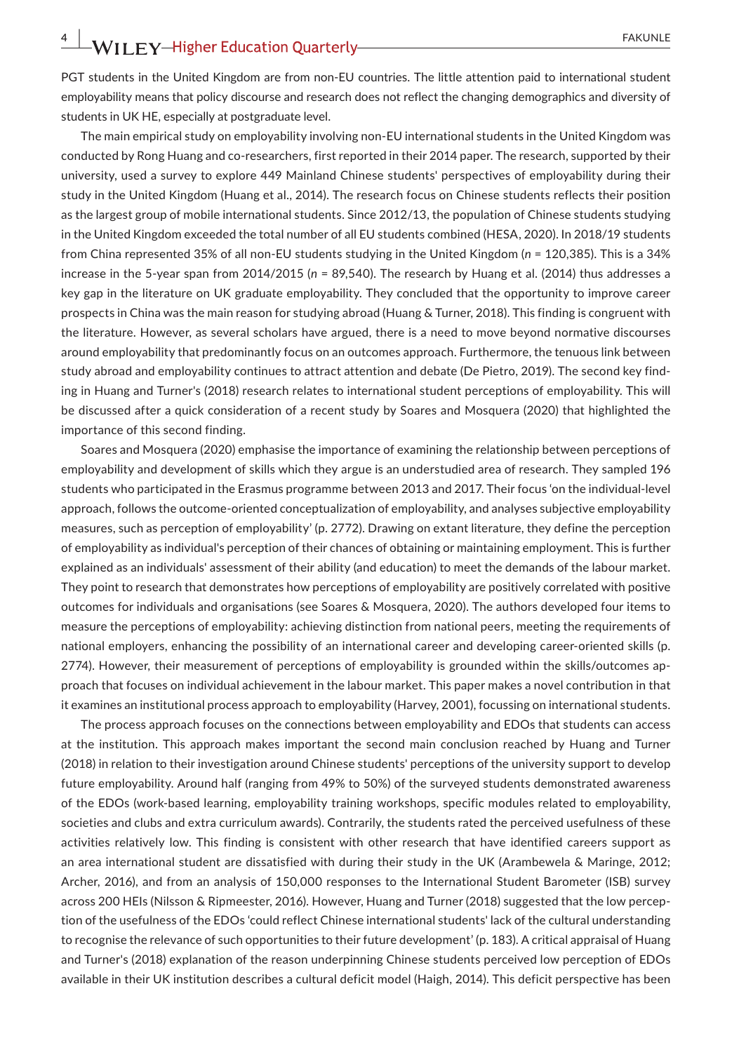PGT students in the United Kingdom are from non-EU countries. The little attention paid to international student employability means that policy discourse and research does not reflect the changing demographics and diversity of students in UK HE, especially at postgraduate level.

The main empirical study on employability involving non-EU international students in the United Kingdom was conducted by Rong Huang and co-researchers, first reported in their 2014 paper. The research, supported by their university, used a survey to explore 449 Mainland Chinese students' perspectives of employability during their study in the United Kingdom (Huang et al., 2014). The research focus on Chinese students reflects their position as the largest group of mobile international students. Since 2012/13, the population of Chinese students studying in the United Kingdom exceeded the total number of all EU students combined (HESA, 2020). In 2018/19 students from China represented 35% of all non-EU students studying in the United Kingdom ($n$ = 120,385). This is a 34% increase in the 5-year span from 2014/2015 ($n$ = 89,540). The research by Huang et al. (2014) thus addresses a key gap in the literature on UK graduate employability. They concluded that the opportunity to improve career prospects in China was the main reason for studying abroad (Huang & Turner, 2018). This finding is congruent with the literature. However, as several scholars have argued, there is a need to move beyond normative discourses around employability that predominantly focus on an outcomes approach. Furthermore, the tenuous link between study abroad and employability continues to attract attention and debate (De Pietro, 2019). The second key finding in Huang and Turner's (2018) research relates to international student perceptions of employability. This will be discussed after a quick consideration of a recent study by Soares and Mosquera (2020) that highlighted the importance of this second finding.

Soares and Mosquera (2020) emphasise the importance of examining the relationship between perceptions of employability and development of skills which they argue is an understudied area of research. They sampled 196 students who participated in the Erasmus programme between 2013 and 2017. Their focus 'on the individual-level approach, follows the outcome-oriented conceptualization of employability, and analyses subjective employability measures, such as perception of employability' (p. 2772). Drawing on extant literature, they define the perception of employability as individual's perception of their chances of obtaining or maintaining employment. This is further explained as an individuals' assessment of their ability (and education) to meet the demands of the labour market. They point to research that demonstrates how perceptions of employability are positively correlated with positive outcomes for individuals and organisations (see Soares & Mosquera, 2020). The authors developed four items to measure the perceptions of employability: achieving distinction from national peers, meeting the requirements of national employers, enhancing the possibility of an international career and developing career-oriented skills (p. 2774). However, their measurement of perceptions of employability is grounded within the skills/outcomes approach that focuses on individual achievement in the labour market. This paper makes a novel contribution in that it examines an institutional process approach to employability (Harvey, 2001), focussing on international students.

The process approach focuses on the connections between employability and EDOs that students can access at the institution. This approach makes important the second main conclusion reached by Huang and Turner (2018) in relation to their investigation around Chinese students' perceptions of the university support to develop future employability. Around half (ranging from 49% to 50%) of the surveyed students demonstrated awareness of the EDOs (work-based learning, employability training workshops, specific modules related to employability, societies and clubs and extra curriculum awards). Contrarily, the students rated the perceived usefulness of these activities relatively low. This finding is consistent with other research that have identified careers support as an area international student are dissatisfied with during their study in the UK (Arambewela & Maringe, 2012; Archer, 2016), and from an analysis of 150,000 responses to the International Student Barometer (ISB) survey across 200 HEIs (Nilsson & Ripmeester, 2016). However, Huang and Turner (2018) suggested that the low perception of the usefulness of the EDOs 'could reflect Chinese international students' lack of the cultural understanding to recognise the relevance of such opportunities to their future development' (p. 183). A critical appraisal of Huang and Turner's (2018) explanation of the reason underpinning Chinese students perceived low perception of EDOs available in their UK institution describes a cultural deficit model (Haigh, 2014). This deficit perspective has been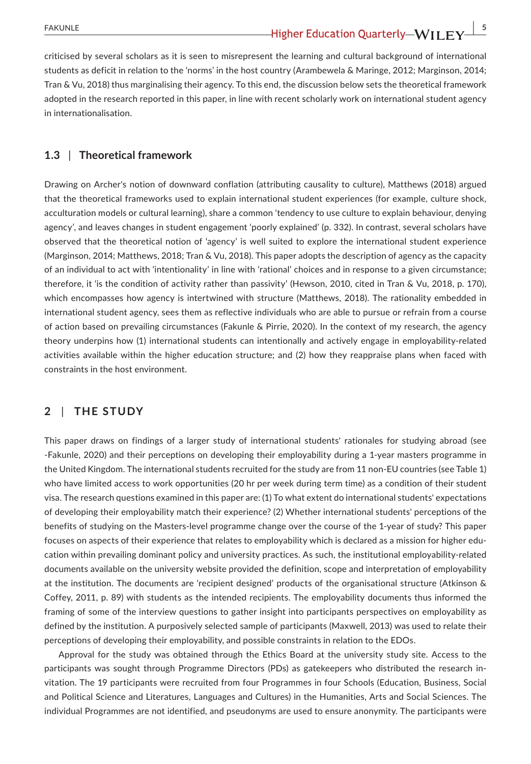criticised by several scholars as it is seen to misrepresent the learning and cultural background of international students as deficit in relation to the 'norms' in the host country (Arambewela & Maringe, 2012; Marginson, 2014; Tran & Vu, 2018) thus marginalising their agency. To this end, the discussion below sets the theoretical framework adopted in the research reported in this paper, in line with recent scholarly work on international student agency in internationalisation.

### 1.3 | Theoretical framework

Drawing on Archer's notion of downward conflation (attributing causality to culture), Matthews (2018) argued that the theoretical frameworks used to explain international student experiences (for example, culture shock, acculturation models or cultural learning), share a common 'tendency to use culture to explain behaviour, denying agency', and leaves changes in student engagement 'poorly explained' (p. 332). In contrast, several scholars have observed that the theoretical notion of 'agency' is well suited to explore the international student experience (Marginson, 2014; Matthews, 2018; Tran & Vu, 2018). This paper adopts the description of agency as the capacity of an individual to act with 'intentionality' in line with 'rational' choices and in response to a given circumstance; therefore, it 'is the condition of activity rather than passivity' (Hewson, 2010, cited in Tran & Vu, 2018, p. 170), which encompasses how agency is intertwined with structure (Matthews, 2018). The rationality embedded in international student agency, sees them as reflective individuals who are able to pursue or refrain from a course of action based on prevailing circumstances (Fakunle & Pirrie, 2020). In the context of my research, the agency theory underpins how (1) international students can intentionally and actively engage in employability-related activities available within the higher education structure; and (2) how they reappraise plans when faced with constraints in the host environment.

## 2 | THE STUDY

This paper draws on findings of a larger study of international students' rationales for studying abroad (see -Fakunle, 2020) and their perceptions on developing their employability during a 1-year masters programme in the United Kingdom. The international students recruited for the study are from 11 non-EU countries (see Table 1) who have limited access to work opportunities (20 hr per week during term time) as a condition of their student visa. The research questions examined in this paper are: (1) To what extent do international students' expectations of developing their employability match their experience? (2) Whether international students' perceptions of the benefits of studying on the Masters-level programme change over the course of the 1-year of study? This paper focuses on aspects of their experience that relates to employability which is declared as a mission for higher education within prevailing dominant policy and university practices. As such, the institutional employability-related documents available on the university website provided the definition, scope and interpretation of employability at the institution. The documents are 'recipient designed' products of the organisational structure (Atkinson & Coffey, 2011, p. 89) with students as the intended recipients. The employability documents thus informed the framing of some of the interview questions to gather insight into participants perspectives on employability as defined by the institution. A purposively selected sample of participants (Maxwell, 2013) was used to relate their perceptions of developing their employability, and possible constraints in relation to the EDOs.

Approval for the study was obtained through the Ethics Board at the university study site. Access to the participants was sought through Programme Directors (PDs) as gatekeepers who distributed the research invitation. The 19 participants were recruited from four Programmes in four Schools (Education, Business, Social and Political Science and Literatures, Languages and Cultures) in the Humanities, Arts and Social Sciences. The individual Programmes are not identified, and pseudonyms are used to ensure anonymity. The participants were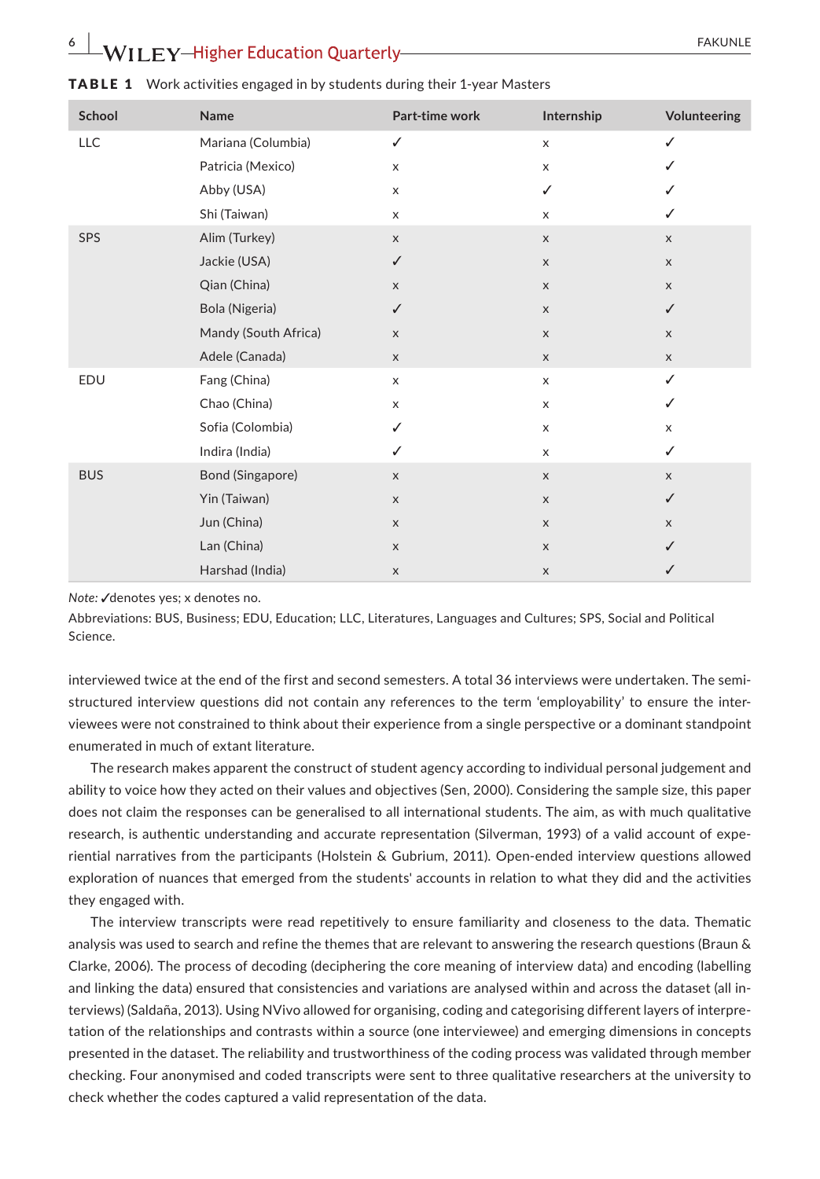**TABLE 1** Work activities engaged in by students during their 1-year Masters

| School | Name | Part-time work | Internship | Volunteering |
|---|---|---|---|---|
| LLC | Mariana (Columbia) | ✓ | x | ✓ |
| | Patricia (Mexico) | x | x | ✓ |
| | Abby (USA) | x | ✓ | ✓ |
| | Shi (Taiwan) | x | x | ✓ |
| SPS | Alim (Turkey) | x | x | x |
| | Jackie (USA) | ✓ | x | x |
| | Qian (China) | x | x | x |
| | Bola (Nigeria) | ✓ | x | ✓ |
| | Mandy (South Africa) | x | x | x |
| | Adele (Canada) | x | x | x |
| EDU | Fang (China) | x | x | ✓ |
| | Chao (China) | x | x | ✓ |
| | Sofia (Colombia) | ✓ | x | x |
| | Indira (India) | ✓ | x | ✓ |
| BUS | Bond (Singapore) | x | x | x |
| | Yin (Taiwan) | x | x | ✓ |
| | Jun (China) | x | x | x |
| | Lan (China) | x | x | ✓ |
| | Harshad (India) | x | x | ✓ |

*Note:* ✓denotes yes; x denotes no.

Abbreviations: BUS, Business; EDU, Education; LLC, Literatures, Languages and Cultures; SPS, Social and Political Science.

interviewed twice at the end of the first and second semesters. A total 36 interviews were undertaken. The semi-structured interview questions did not contain any references to the term 'employability' to ensure the interviewees were not constrained to think about their experience from a single perspective or a dominant standpoint enumerated in much of extant literature.

The research makes apparent the construct of student agency according to individual personal judgement and ability to voice how they acted on their values and objectives (Sen, 2000). Considering the sample size, this paper does not claim the responses can be generalised to all international students. The aim, as with much qualitative research, is authentic understanding and accurate representation (Silverman, 1993) of a valid account of experiential narratives from the participants (Holstein & Gubrium, 2011). Open-ended interview questions allowed exploration of nuances that emerged from the students' accounts in relation to what they did and the activities they engaged with.

The interview transcripts were read repetitively to ensure familiarity and closeness to the data. Thematic analysis was used to search and refine the themes that are relevant to answering the research questions (Braun & Clarke, 2006). The process of decoding (deciphering the core meaning of interview data) and encoding (labelling and linking the data) ensured that consistencies and variations are analysed within and across the dataset (all interviews) (Saldaña, 2013). Using NVivo allowed for organising, coding and categorising different layers of interpretation of the relationships and contrasts within a source (one interviewee) and emerging dimensions in concepts presented in the dataset. The reliability and trustworthiness of the coding process was validated through member checking. Four anonymised and coded transcripts were sent to three qualitative researchers at the university to check whether the codes captured a valid representation of the data.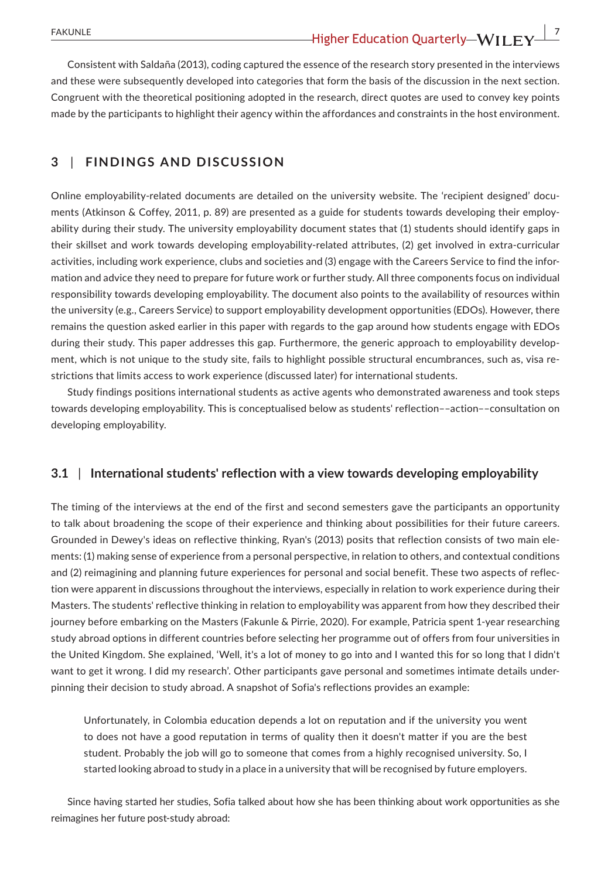Consistent with Saldaña (2013), coding captured the essence of the research story presented in the interviews and these were subsequently developed into categories that form the basis of the discussion in the next section. Congruent with the theoretical positioning adopted in the research, direct quotes are used to convey key points made by the participants to highlight their agency within the affordances and constraints in the host environment.

## 3 | FINDINGS AND DISCUSSION

Online employability-related documents are detailed on the university website. The 'recipient designed' documents (Atkinson & Coffey, 2011, p. 89) are presented as a guide for students towards developing their employability during their study. The university employability document states that (1) students should identify gaps in their skillset and work towards developing employability-related attributes, (2) get involved in extra-curricular activities, including work experience, clubs and societies and (3) engage with the Careers Service to find the information and advice they need to prepare for future work or further study. All three components focus on individual responsibility towards developing employability. The document also points to the availability of resources within the university (e.g., Careers Service) to support employability development opportunities (EDOs). However, there remains the question asked earlier in this paper with regards to the gap around how students engage with EDOs during their study. This paper addresses this gap. Furthermore, the generic approach to employability development, which is not unique to the study site, fails to highlight possible structural encumbrances, such as, visa restrictions that limits access to work experience (discussed later) for international students.

Study findings positions international students as active agents who demonstrated awareness and took steps towards developing employability. This is conceptualised below as students' reflection––action––consultation on developing employability.

### 3.1 | International students' reflection with a view towards developing employability

The timing of the interviews at the end of the first and second semesters gave the participants an opportunity to talk about broadening the scope of their experience and thinking about possibilities for their future careers. Grounded in Dewey's ideas on reflective thinking, Ryan's (2013) posits that reflection consists of two main elements: (1) making sense of experience from a personal perspective, in relation to others, and contextual conditions and (2) reimagining and planning future experiences for personal and social benefit. These two aspects of reflection were apparent in discussions throughout the interviews, especially in relation to work experience during their Masters. The students' reflective thinking in relation to employability was apparent from how they described their journey before embarking on the Masters (Fakunle & Pirrie, 2020). For example, Patricia spent 1-year researching study abroad options in different countries before selecting her programme out of offers from four universities in the United Kingdom. She explained, 'Well, it's a lot of money to go into and I wanted this for so long that I didn't want to get it wrong. I did my research'. Other participants gave personal and sometimes intimate details underpinning their decision to study abroad. A snapshot of Sofia's reflections provides an example:

> Unfortunately, in Colombia education depends a lot on reputation and if the university you went to does not have a good reputation in terms of quality then it doesn't matter if you are the best student. Probably the job will go to someone that comes from a highly recognised university. So, I started looking abroad to study in a place in a university that will be recognised by future employers.

Since having started her studies, Sofia talked about how she has been thinking about work opportunities as she reimagines her future post-study abroad: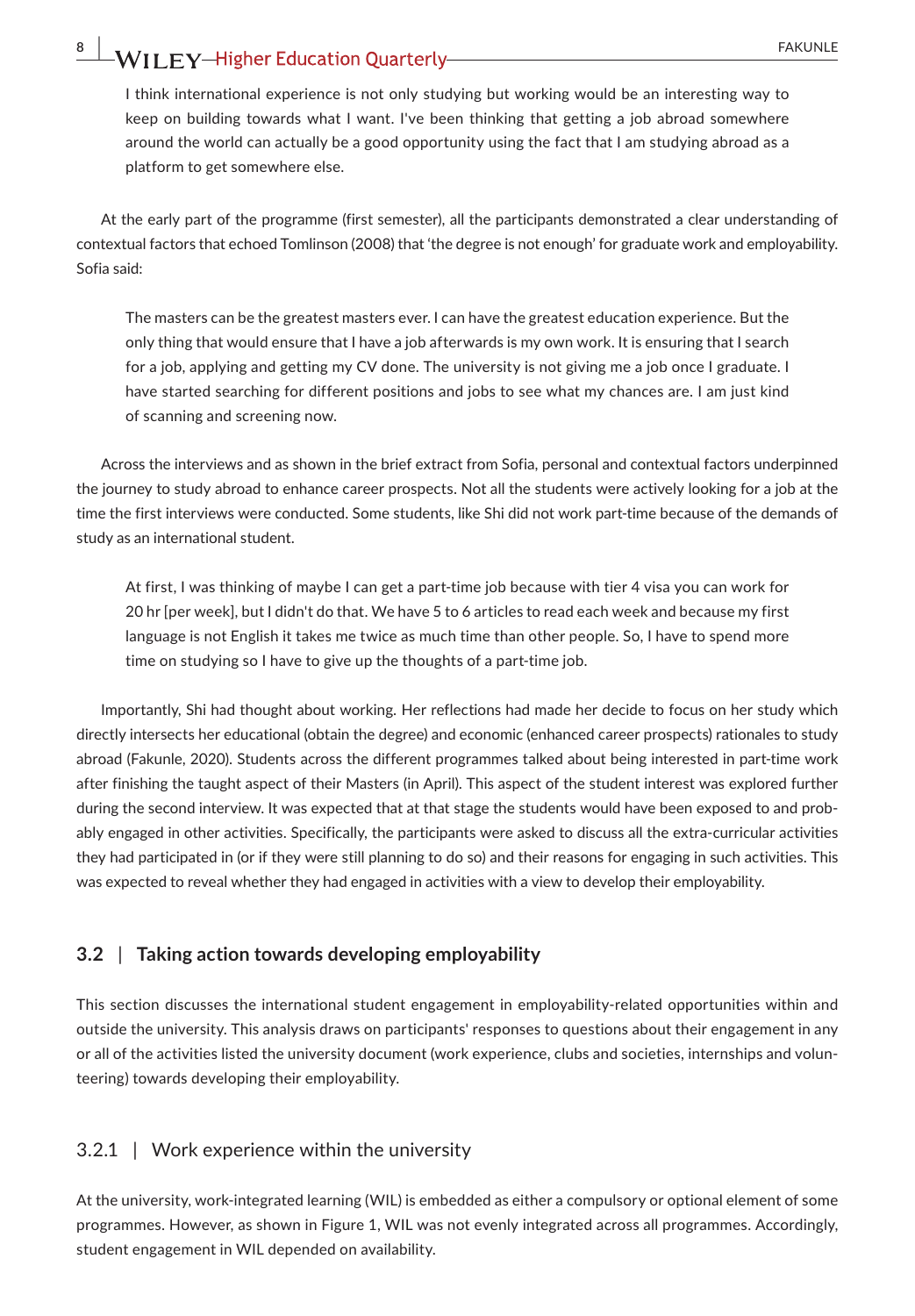> I think international experience is not only studying but working would be an interesting way to keep on building towards what I want. I've been thinking that getting a job abroad somewhere around the world can actually be a good opportunity using the fact that I am studying abroad as a platform to get somewhere else.

At the early part of the programme (first semester), all the participants demonstrated a clear understanding of contextual factors that echoed Tomlinson (2008) that 'the degree is not enough' for graduate work and employability. Sofia said:

> The masters can be the greatest masters ever. I can have the greatest education experience. But the only thing that would ensure that I have a job afterwards is my own work. It is ensuring that I search for a job, applying and getting my CV done. The university is not giving me a job once I graduate. I have started searching for different positions and jobs to see what my chances are. I am just kind of scanning and screening now.

Across the interviews and as shown in the brief extract from Sofia, personal and contextual factors underpinned the journey to study abroad to enhance career prospects. Not all the students were actively looking for a job at the time the first interviews were conducted. Some students, like Shi did not work part-time because of the demands of study as an international student.

> At first, I was thinking of maybe I can get a part-time job because with tier 4 visa you can work for 20 hr [per week], but I didn't do that. We have 5 to 6 articles to read each week and because my first language is not English it takes me twice as much time than other people. So, I have to spend more time on studying so I have to give up the thoughts of a part-time job.

Importantly, Shi had thought about working. Her reflections had made her decide to focus on her study which directly intersects her educational (obtain the degree) and economic (enhanced career prospects) rationales to study abroad (Fakunle, 2020). Students across the different programmes talked about being interested in part-time work after finishing the taught aspect of their Masters (in April). This aspect of the student interest was explored further during the second interview. It was expected that at that stage the students would have been exposed to and probably engaged in other activities. Specifically, the participants were asked to discuss all the extra-curricular activities they had participated in (or if they were still planning to do so) and their reasons for engaging in such activities. This was expected to reveal whether they had engaged in activities with a view to develop their employability.

### 3.2 | Taking action towards developing employability

This section discusses the international student engagement in employability-related opportunities within and outside the university. This analysis draws on participants' responses to questions about their engagement in any or all of the activities listed the university document (work experience, clubs and societies, internships and volunteering) towards developing their employability.

#### 3.2.1 | Work experience within the university

At the university, work-integrated learning (WIL) is embedded as either a compulsory or optional element of some programmes. However, as shown in Figure 1, WIL was not evenly integrated across all programmes. Accordingly, student engagement in WIL depended on availability.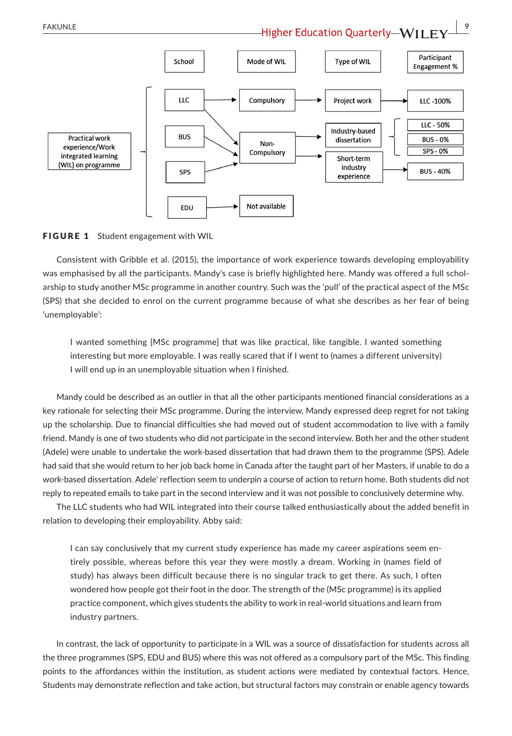Practical work experience/Work integrated learning (WIL) on programme

| School | Mode of WIL | Type of WIL | Participant Engagement % |
| --- | --- | --- | --- |
| LLC | Compulsory | Project work | LLC -100% |
| LLC, BUS, SPS | Non-Compulsory | Industry-based dissertation | LLC - 50%, BUS - 0%, SPS - 0% |
| LLC, BUS, SPS | Non-Compulsory | Short-term industry experience | BUS - 40% |
| EDU | Not available | | |

**FIGURE 1** Student engagement with WIL

Consistent with Gribble et al. (2015), the importance of work experience towards developing employability was emphasised by all the participants. Mandy's case is briefly highlighted here. Mandy was offered a full scholarship to study another MSc programme in another country. Such was the 'pull' of the practical aspect of the MSc (SPS) that she decided to enrol on the current programme because of what she describes as her fear of being 'unemployable':

> I wanted something [MSc programme] that was like practical, like tangible. I wanted something interesting but more employable. I was really scared that if I went to (names a different university) I will end up in an unemployable situation when I finished.

Mandy could be described as an outlier in that all the other participants mentioned financial considerations as a key rationale for selecting their MSc programme. During the interview, Mandy expressed deep regret for not taking up the scholarship. Due to financial difficulties she had moved out of student accommodation to live with a family friend. Mandy is one of two students who did not participate in the second interview. Both her and the other student (Adele) were unable to undertake the work-based dissertation that had drawn them to the programme (SPS). Adele had said that she would return to her job back home in Canada after the taught part of her Masters, if unable to do a work-based dissertation. Adele' reflection seem to underpin a course of action to return home. Both students did not reply to repeated emails to take part in the second interview and it was not possible to conclusively determine why.

The LLC students who had WIL integrated into their course talked enthusiastically about the added benefit in relation to developing their employability. Abby said:

> I can say conclusively that my current study experience has made my career aspirations seem entirely possible, whereas before this year they were mostly a dream. Working in (names field of study) has always been difficult because there is no singular track to get there. As such, I often wondered how people got their foot in the door. The strength of the (MSc programme) is its applied practice component, which gives students the ability to work in real-world situations and learn from industry partners.

In contrast, the lack of opportunity to participate in a WIL was a source of dissatisfaction for students across all the three programmes (SPS, EDU and BUS) where this was not offered as a compulsory part of the MSc. This finding points to the affordances within the institution, as student actions were mediated by contextual factors. Hence, Students may demonstrate reflection and take action, but structural factors may constrain or enable agency towards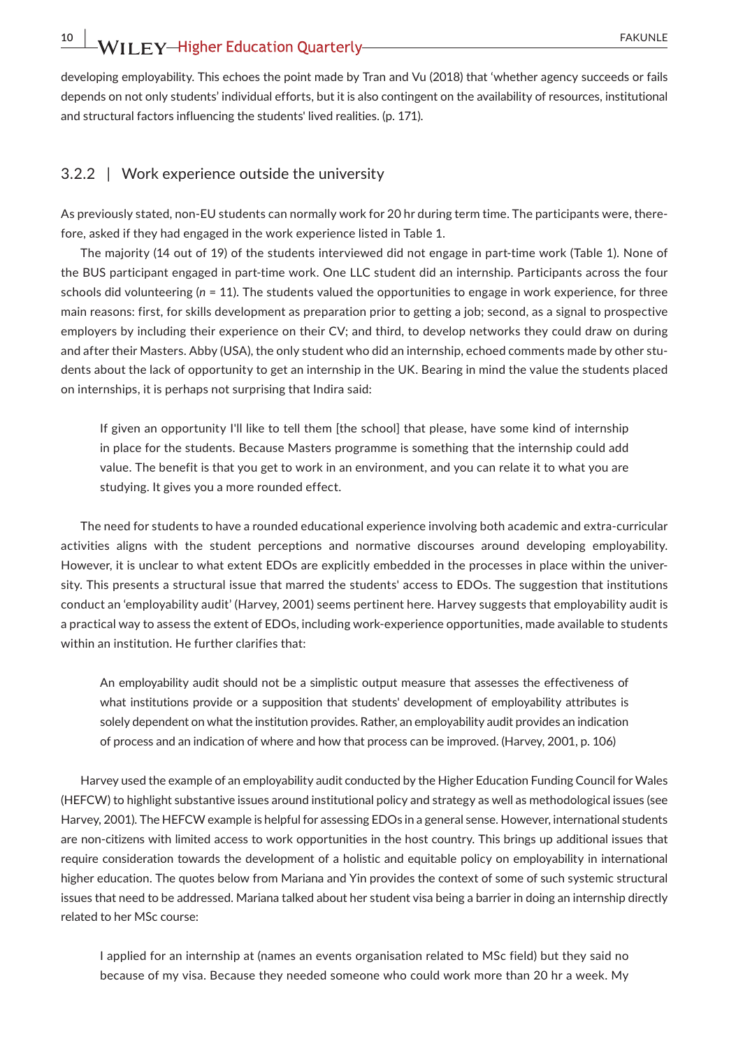developing employability. This echoes the point made by Tran and Vu (2018) that 'whether agency succeeds or fails depends on not only students' individual efforts, but it is also contingent on the availability of resources, institutional and structural factors influencing the students' lived realities. (p. 171).

### 3.2.2 | Work experience outside the university

As previously stated, non-EU students can normally work for 20 hr during term time. The participants were, therefore, asked if they had engaged in the work experience listed in Table 1.

The majority (14 out of 19) of the students interviewed did not engage in part-time work (Table 1). None of the BUS participant engaged in part-time work. One LLC student did an internship. Participants across the four schools did volunteering (*n* = 11). The students valued the opportunities to engage in work experience, for three main reasons: first, for skills development as preparation prior to getting a job; second, as a signal to prospective employers by including their experience on their CV; and third, to develop networks they could draw on during and after their Masters. Abby (USA), the only student who did an internship, echoed comments made by other students about the lack of opportunity to get an internship in the UK. Bearing in mind the value the students placed on internships, it is perhaps not surprising that Indira said:

> If given an opportunity I'll like to tell them [the school] that please, have some kind of internship in place for the students. Because Masters programme is something that the internship could add value. The benefit is that you get to work in an environment, and you can relate it to what you are studying. It gives you a more rounded effect.

The need for students to have a rounded educational experience involving both academic and extra-curricular activities aligns with the student perceptions and normative discourses around developing employability. However, it is unclear to what extent EDOs are explicitly embedded in the processes in place within the university. This presents a structural issue that marred the students' access to EDOs. The suggestion that institutions conduct an 'employability audit' (Harvey, 2001) seems pertinent here. Harvey suggests that employability audit is a practical way to assess the extent of EDOs, including work-experience opportunities, made available to students within an institution. He further clarifies that:

> An employability audit should not be a simplistic output measure that assesses the effectiveness of what institutions provide or a supposition that students' development of employability attributes is solely dependent on what the institution provides. Rather, an employability audit provides an indication of process and an indication of where and how that process can be improved. (Harvey, 2001, p. 106)

Harvey used the example of an employability audit conducted by the Higher Education Funding Council for Wales (HEFCW) to highlight substantive issues around institutional policy and strategy as well as methodological issues (see Harvey, 2001). The HEFCW example is helpful for assessing EDOs in a general sense. However, international students are non-citizens with limited access to work opportunities in the host country. This brings up additional issues that require consideration towards the development of a holistic and equitable policy on employability in international higher education. The quotes below from Mariana and Yin provides the context of some of such systemic structural issues that need to be addressed. Mariana talked about her student visa being a barrier in doing an internship directly related to her MSc course:

> I applied for an internship at (names an events organisation related to MSc field) but they said no because of my visa. Because they needed someone who could work more than 20 hr a week. My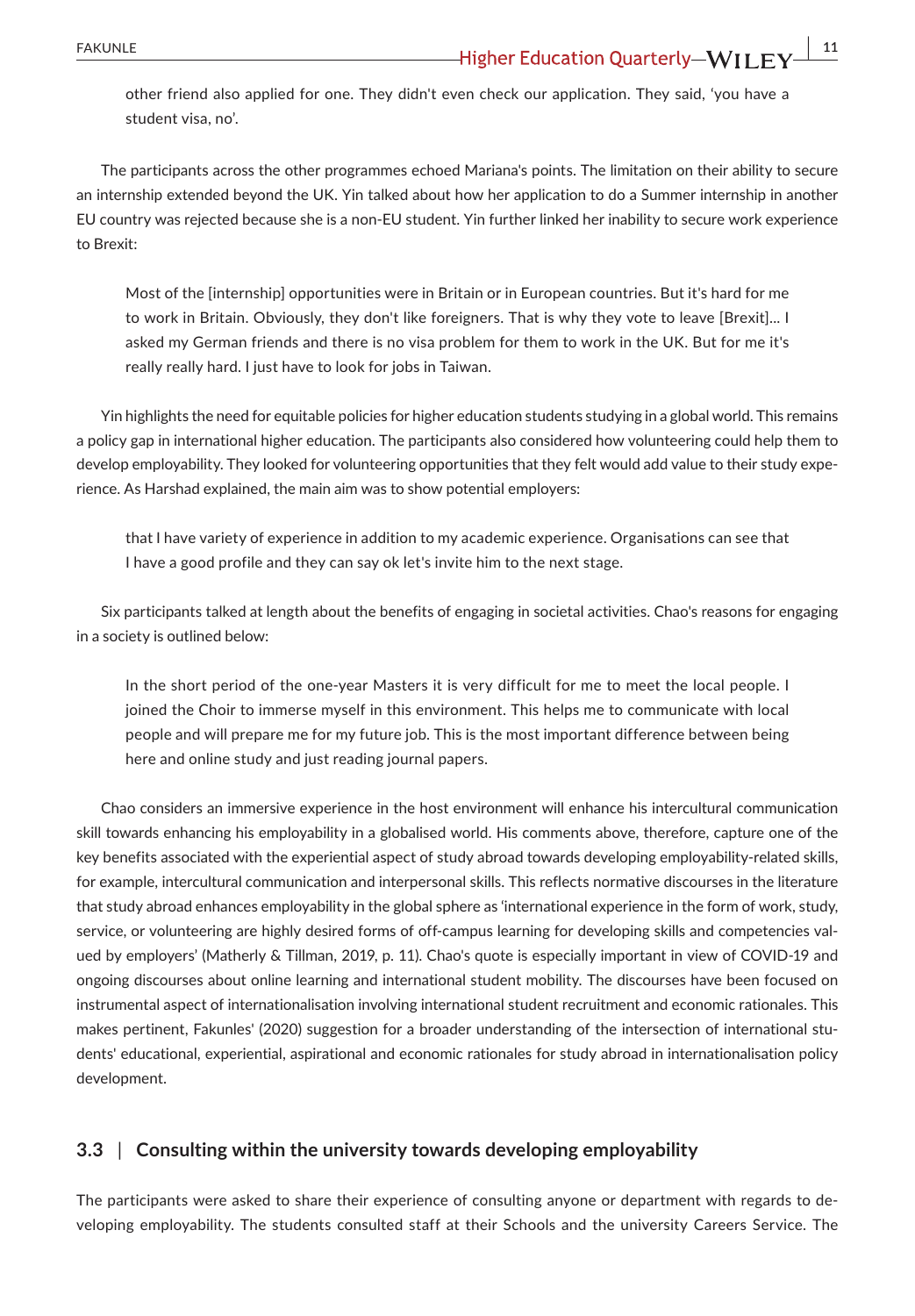> other friend also applied for one. They didn't even check our application. They said, 'you have a student visa, no'.

The participants across the other programmes echoed Mariana's points. The limitation on their ability to secure an internship extended beyond the UK. Yin talked about how her application to do a Summer internship in another EU country was rejected because she is a non-EU student. Yin further linked her inability to secure work experience to Brexit:

> Most of the [internship] opportunities were in Britain or in European countries. But it's hard for me to work in Britain. Obviously, they don't like foreigners. That is why they vote to leave [Brexit]... I asked my German friends and there is no visa problem for them to work in the UK. But for me it's really really hard. I just have to look for jobs in Taiwan.

Yin highlights the need for equitable policies for higher education students studying in a global world. This remains a policy gap in international higher education. The participants also considered how volunteering could help them to develop employability. They looked for volunteering opportunities that they felt would add value to their study experience. As Harshad explained, the main aim was to show potential employers:

> that I have variety of experience in addition to my academic experience. Organisations can see that I have a good profile and they can say ok let's invite him to the next stage.

Six participants talked at length about the benefits of engaging in societal activities. Chao's reasons for engaging in a society is outlined below:

> In the short period of the one-year Masters it is very difficult for me to meet the local people. I joined the Choir to immerse myself in this environment. This helps me to communicate with local people and will prepare me for my future job. This is the most important difference between being here and online study and just reading journal papers.

Chao considers an immersive experience in the host environment will enhance his intercultural communication skill towards enhancing his employability in a globalised world. His comments above, therefore, capture one of the key benefits associated with the experiential aspect of study abroad towards developing employability-related skills, for example, intercultural communication and interpersonal skills. This reflects normative discourses in the literature that study abroad enhances employability in the global sphere as 'international experience in the form of work, study, service, or volunteering are highly desired forms of off-campus learning for developing skills and competencies valued by employers' (Matherly & Tillman, 2019, p. 11). Chao's quote is especially important in view of COVID-19 and ongoing discourses about online learning and international student mobility. The discourses have been focused on instrumental aspect of internationalisation involving international student recruitment and economic rationales. This makes pertinent, Fakunles' (2020) suggestion for a broader understanding of the intersection of international students' educational, experiential, aspirational and economic rationales for study abroad in internationalisation policy development.

## 3.3 | Consulting within the university towards developing employability

The participants were asked to share their experience of consulting anyone or department with regards to developing employability. The students consulted staff at their Schools and the university Careers Service. The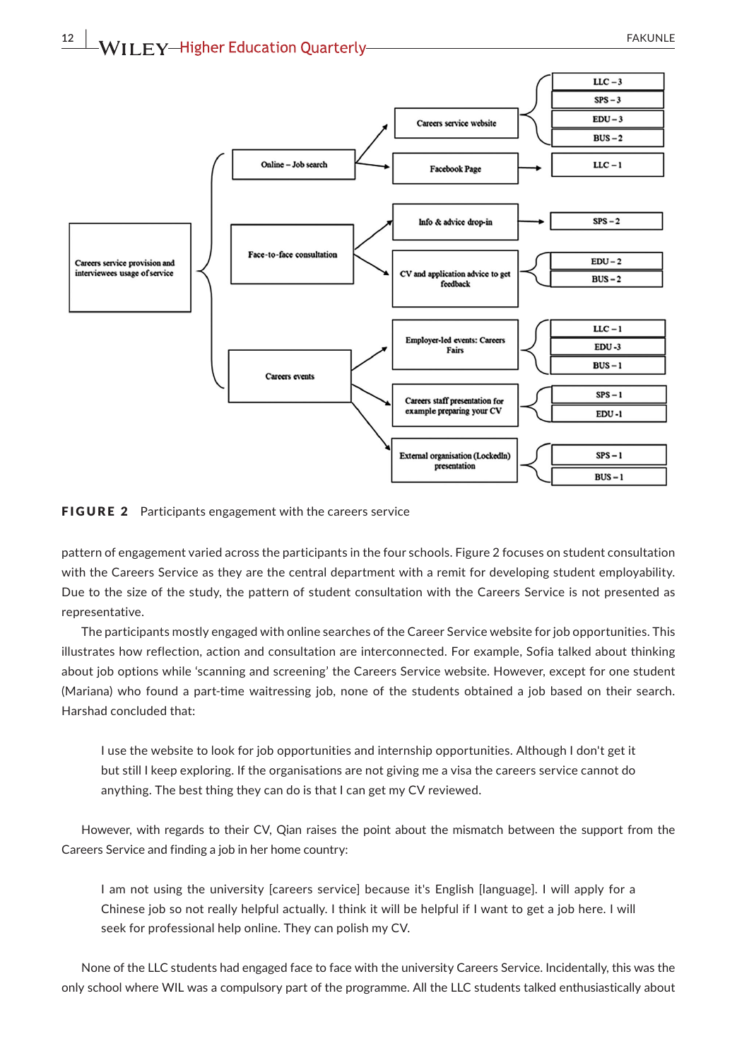- Careers service provision and interviewees usage of service
  - Online – Job search
    - Careers service website
      - LLC – 3
      - SPS – 3
      - EDU – 3
      - BUS – 2
    - Facebook Page
      - LLC – 1
  - Face-to-face consultation
    - Info & advice drop-in
      - SPS – 2
    - CV and application advice to get feedback
      - EDU – 2
      - BUS – 2
  - Careers events
    - Employer-led events: Careers Fairs
      - LLC – 1
      - EDU -3
      - BUS – 1
    - Careers staff presentation for example preparing your CV
      - SPS – 1
      - EDU -1
    - External organisation (LockedIn) presentation
      - SPS – 1
      - BUS – 1

**FIGURE 2** Participants engagement with the careers service

pattern of engagement varied across the participants in the four schools. Figure 2 focuses on student consultation with the Careers Service as they are the central department with a remit for developing student employability. Due to the size of the study, the pattern of student consultation with the Careers Service is not presented as representative.

The participants mostly engaged with online searches of the Career Service website for job opportunities. This illustrates how reflection, action and consultation are interconnected. For example, Sofia talked about thinking about job options while 'scanning and screening' the Careers Service website. However, except for one student (Mariana) who found a part-time waitressing job, none of the students obtained a job based on their search. Harshad concluded that:

> I use the website to look for job opportunities and internship opportunities. Although I don't get it but still I keep exploring. If the organisations are not giving me a visa the careers service cannot do anything. The best thing they can do is that I can get my CV reviewed.

However, with regards to their CV, Qian raises the point about the mismatch between the support from the Careers Service and finding a job in her home country:

> I am not using the university [careers service] because it's English [language]. I will apply for a Chinese job so not really helpful actually. I think it will be helpful if I want to get a job here. I will seek for professional help online. They can polish my CV.

None of the LLC students had engaged face to face with the university Careers Service. Incidentally, this was the only school where WIL was a compulsory part of the programme. All the LLC students talked enthusiastically about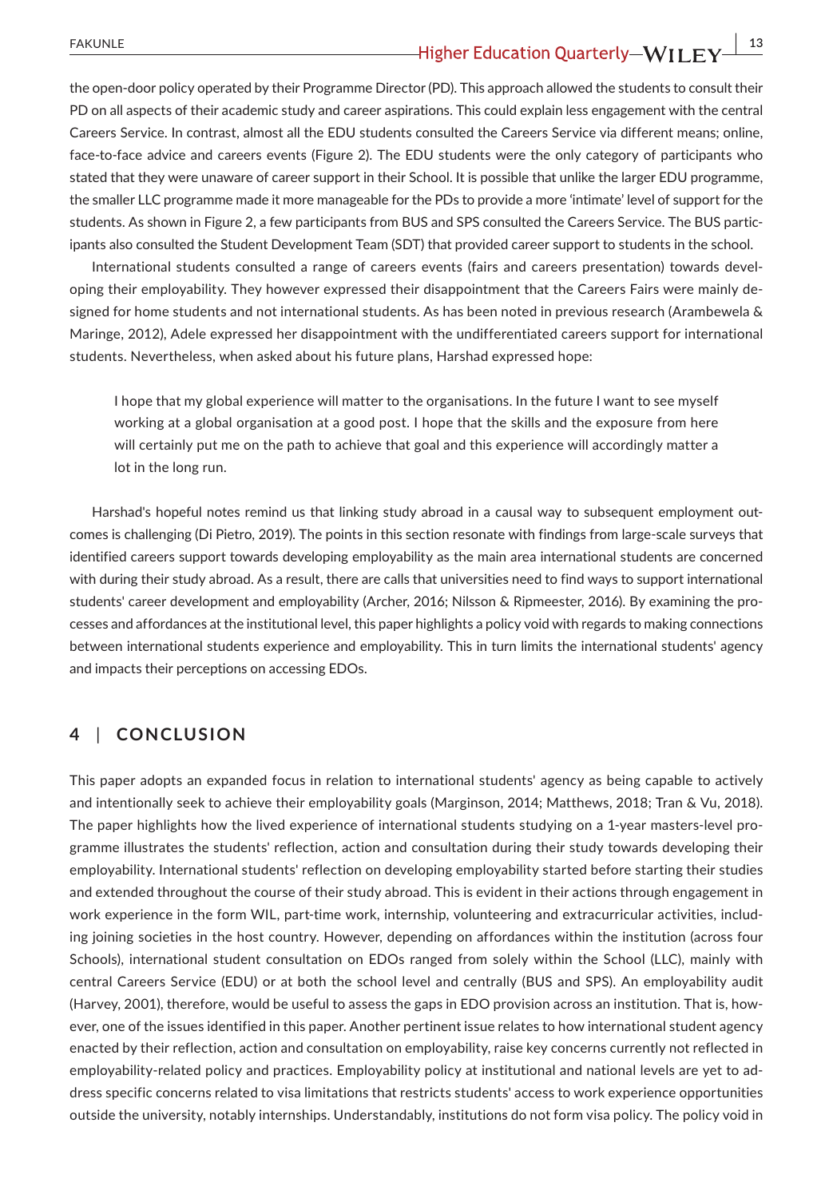the open-door policy operated by their Programme Director (PD). This approach allowed the students to consult their PD on all aspects of their academic study and career aspirations. This could explain less engagement with the central Careers Service. In contrast, almost all the EDU students consulted the Careers Service via different means; online, face-to-face advice and careers events (Figure 2). The EDU students were the only category of participants who stated that they were unaware of career support in their School. It is possible that unlike the larger EDU programme, the smaller LLC programme made it more manageable for the PDs to provide a more 'intimate' level of support for the students. As shown in Figure 2, a few participants from BUS and SPS consulted the Careers Service. The BUS participants also consulted the Student Development Team (SDT) that provided career support to students in the school.

International students consulted a range of careers events (fairs and careers presentation) towards developing their employability. They however expressed their disappointment that the Careers Fairs were mainly designed for home students and not international students. As has been noted in previous research (Arambewela & Maringe, 2012), Adele expressed her disappointment with the undifferentiated careers support for international students. Nevertheless, when asked about his future plans, Harshad expressed hope:

> I hope that my global experience will matter to the organisations. In the future I want to see myself working at a global organisation at a good post. I hope that the skills and the exposure from here will certainly put me on the path to achieve that goal and this experience will accordingly matter a lot in the long run.

Harshad's hopeful notes remind us that linking study abroad in a causal way to subsequent employment outcomes is challenging (Di Pietro, 2019). The points in this section resonate with findings from large-scale surveys that identified careers support towards developing employability as the main area international students are concerned with during their study abroad. As a result, there are calls that universities need to find ways to support international students' career development and employability (Archer, 2016; Nilsson & Ripmeester, 2016). By examining the processes and affordances at the institutional level, this paper highlights a policy void with regards to making connections between international students experience and employability. This in turn limits the international students' agency and impacts their perceptions on accessing EDOs.

## 4 | CONCLUSION

This paper adopts an expanded focus in relation to international students' agency as being capable to actively and intentionally seek to achieve their employability goals (Marginson, 2014; Matthews, 2018; Tran & Vu, 2018). The paper highlights how the lived experience of international students studying on a 1-year masters-level programme illustrates the students' reflection, action and consultation during their study towards developing their employability. International students' reflection on developing employability started before starting their studies and extended throughout the course of their study abroad. This is evident in their actions through engagement in work experience in the form WIL, part-time work, internship, volunteering and extracurricular activities, including joining societies in the host country. However, depending on affordances within the institution (across four Schools), international student consultation on EDOs ranged from solely within the School (LLC), mainly with central Careers Service (EDU) or at both the school level and centrally (BUS and SPS). An employability audit (Harvey, 2001), therefore, would be useful to assess the gaps in EDO provision across an institution. That is, however, one of the issues identified in this paper. Another pertinent issue relates to how international student agency enacted by their reflection, action and consultation on employability, raise key concerns currently not reflected in employability-related policy and practices. Employability policy at institutional and national levels are yet to address specific concerns related to visa limitations that restricts students' access to work experience opportunities outside the university, notably internships. Understandably, institutions do not form visa policy. The policy void in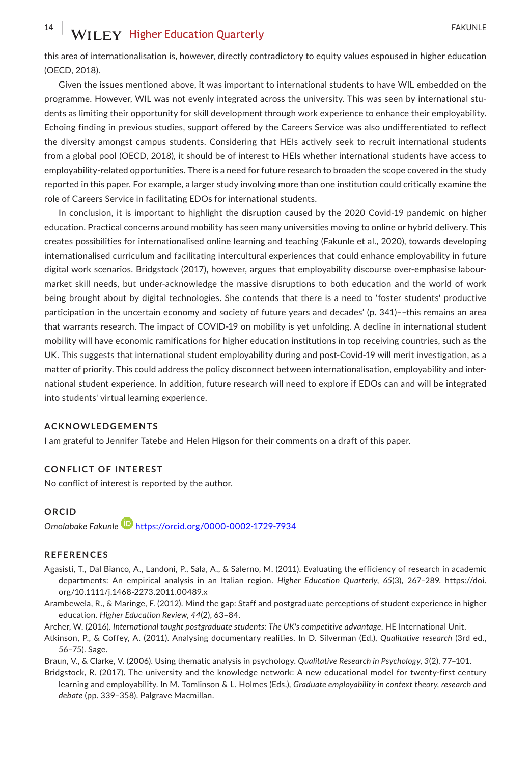this area of internationalisation is, however, directly contradictory to equity values espoused in higher education (OECD, 2018).

Given the issues mentioned above, it was important to international students to have WIL embedded on the programme. However, WIL was not evenly integrated across the university. This was seen by international students as limiting their opportunity for skill development through work experience to enhance their employability. Echoing finding in previous studies, support offered by the Careers Service was also undifferentiated to reflect the diversity amongst campus students. Considering that HEIs actively seek to recruit international students from a global pool (OECD, 2018), it should be of interest to HEIs whether international students have access to employability-related opportunities. There is a need for future research to broaden the scope covered in the study reported in this paper. For example, a larger study involving more than one institution could critically examine the role of Careers Service in facilitating EDOs for international students.

In conclusion, it is important to highlight the disruption caused by the 2020 Covid-19 pandemic on higher education. Practical concerns around mobility has seen many universities moving to online or hybrid delivery. This creates possibilities for internationalised online learning and teaching (Fakunle et al., 2020), towards developing internationalised curriculum and facilitating intercultural experiences that could enhance employability in future digital work scenarios. Bridgstock (2017), however, argues that employability discourse over-emphasise labour-market skill needs, but under-acknowledge the massive disruptions to both education and the world of work being brought about by digital technologies. She contends that there is a need to 'foster students' productive participation in the uncertain economy and society of future years and decades' (p. 341)––this remains an area that warrants research. The impact of COVID-19 on mobility is yet unfolding. A decline in international student mobility will have economic ramifications for higher education institutions in top receiving countries, such as the UK. This suggests that international student employability during and post-Covid-19 will merit investigation, as a matter of priority. This could address the policy disconnect between internationalisation, employability and international student experience. In addition, future research will need to explore if EDOs can and will be integrated into students' virtual learning experience.

## ACKNOWLEDGEMENTS

I am grateful to Jennifer Tatebe and Helen Higson for their comments on a draft of this paper.

## CONFLICT OF INTEREST

No conflict of interest is reported by the author.

## ORCID

*Omolabake Fakunle* https://orcid.org/0000-0002-1729-7934

## REFERENCES

Agasisti, T., Dal Bianco, A., Landoni, P., Sala, A., & Salerno, M. (2011). Evaluating the efficiency of research in academic departments: An empirical analysis in an Italian region. *Higher Education Quarterly*, *65*(3), 267–289. https://doi.org/10.1111/j.1468-2273.2011.00489.x

Arambewela, R., & Maringe, F. (2012). Mind the gap: Staff and postgraduate perceptions of student experience in higher education. *Higher Education Review*, *44*(2), 63–84.

Archer, W. (2016). *International taught postgraduate students: The UK's competitive advantage*. HE International Unit.

Atkinson, P., & Coffey, A. (2011). Analysing documentary realities. In D. Silverman (Ed.), *Qualitative research* (3rd ed., 56–75). Sage.

Braun, V., & Clarke, V. (2006). Using thematic analysis in psychology. *Qualitative Research in Psychology*, *3*(2), 77–101.

Bridgstock, R. (2017). The university and the knowledge network: A new educational model for twenty-first century learning and employability. In M. Tomlinson & L. Holmes (Eds.), *Graduate employability in context theory, research and debate* (pp. 339–358). Palgrave Macmillan.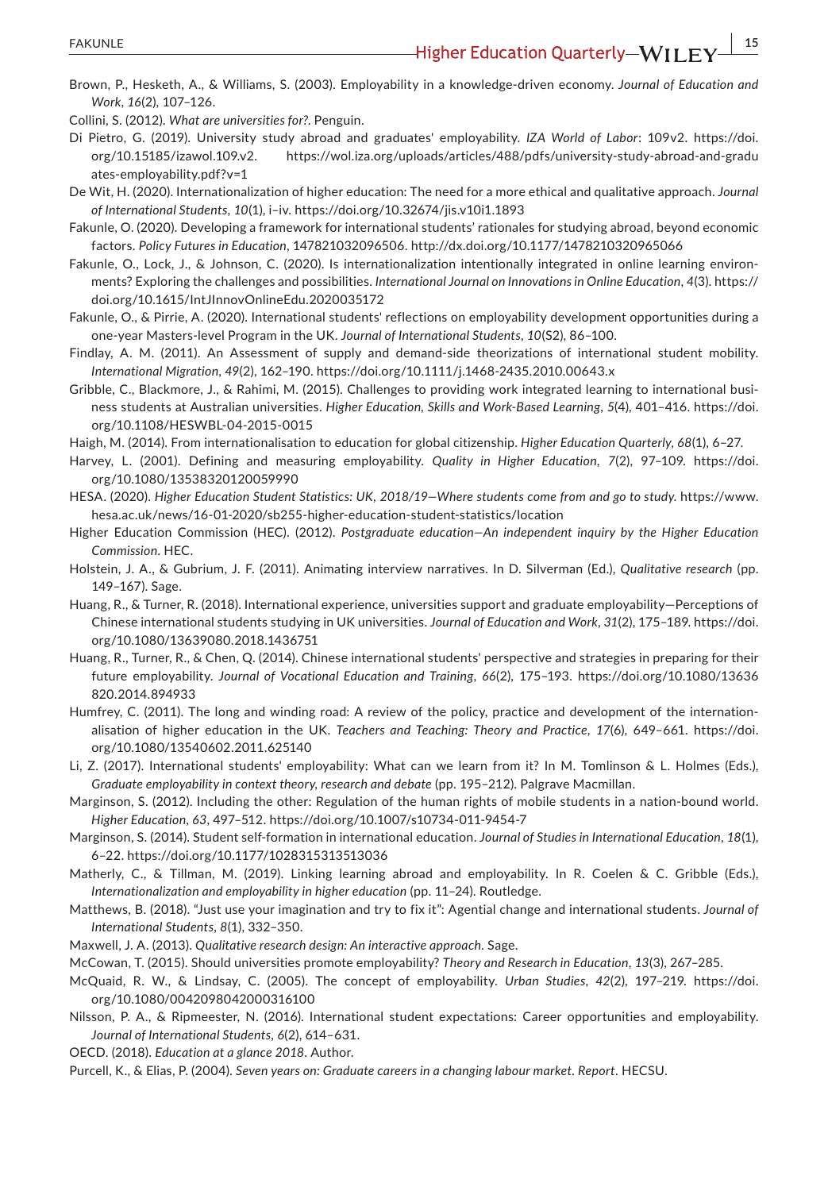Brown, P., Hesketh, A., & Williams, S. (2003). Employability in a knowledge-driven economy. *Journal of Education and Work*, *16*(2), 107–126.

Collini, S. (2012). *What are universities for?*. Penguin.

Di Pietro, G. (2019). University study abroad and graduates' employability. *IZA World of Labor*: 109v2. https://doi.org/10.15185/izawol.109.v2. https://wol.iza.org/uploads/articles/488/pdfs/university-study-abroad-and-graduates-employability.pdf?v=1

De Wit, H. (2020). Internationalization of higher education: The need for a more ethical and qualitative approach. *Journal of International Students*, *10*(1), i–iv. https://doi.org/10.32674/jis.v10i1.1893

Fakunle, O. (2020). Developing a framework for international students' rationales for studying abroad, beyond economic factors. *Policy Futures in Education*, 147821032096506. http://dx.doi.org/10.1177/1478210320965066

Fakunle, O., Lock, J., & Johnson, C. (2020). Is internationalization intentionally integrated in online learning environments? Exploring the challenges and possibilities. *International Journal on Innovations in Online Education*, *4*(3). https://doi.org/10.1615/IntJInnovOnlineEdu.2020035172

Fakunle, O., & Pirrie, A. (2020). International students' reflections on employability development opportunities during a one-year Masters-level Program in the UK. *Journal of International Students*, *10*(S2), 86–100.

Findlay, A. M. (2011). An Assessment of supply and demand-side theorizations of international student mobility. *International Migration*, *49*(2), 162–190. https://doi.org/10.1111/j.1468-2435.2010.00643.x

Gribble, C., Blackmore, J., & Rahimi, M. (2015). Challenges to providing work integrated learning to international business students at Australian universities. *Higher Education, Skills and Work-Based Learning*, *5*(4), 401–416. https://doi.org/10.1108/HESWBL-04-2015-0015

Haigh, M. (2014). From internationalisation to education for global citizenship. *Higher Education Quarterly*, *68*(1), 6–27.

Harvey, L. (2001). Defining and measuring employability. *Quality in Higher Education*, *7*(2), 97–109. https://doi.org/10.1080/13538320120059990

HESA. (2020). *Higher Education Student Statistics: UK, 2018/19—Where students come from and go to study*. https://www.hesa.ac.uk/news/16-01-2020/sb255-higher-education-student-statistics/location

Higher Education Commission (HEC). (2012). *Postgraduate education—An independent inquiry by the Higher Education Commission*. HEC.

Holstein, J. A., & Gubrium, J. F. (2011). Animating interview narratives. In D. Silverman (Ed.), *Qualitative research* (pp. 149–167). Sage.

Huang, R., & Turner, R. (2018). International experience, universities support and graduate employability—Perceptions of Chinese international students studying in UK universities. *Journal of Education and Work*, *31*(2), 175–189. https://doi.org/10.1080/13639080.2018.1436751

Huang, R., Turner, R., & Chen, Q. (2014). Chinese international students' perspective and strategies in preparing for their future employability. *Journal of Vocational Education and Training*, *66*(2), 175–193. https://doi.org/10.1080/13636820.2014.894933

Humfrey, C. (2011). The long and winding road: A review of the policy, practice and development of the internationalisation of higher education in the UK. *Teachers and Teaching: Theory and Practice*, *17*(6), 649–661. https://doi.org/10.1080/13540602.2011.625140

Li, Z. (2017). International students' employability: What can we learn from it? In M. Tomlinson & L. Holmes (Eds.), *Graduate employability in context theory, research and debate* (pp. 195–212). Palgrave Macmillan.

Marginson, S. (2012). Including the other: Regulation of the human rights of mobile students in a nation-bound world. *Higher Education*, *63*, 497–512. https://doi.org/10.1007/s10734-011-9454-7

Marginson, S. (2014). Student self-formation in international education. *Journal of Studies in International Education*, *18*(1), 6–22. https://doi.org/10.1177/1028315313513036

Matherly, C., & Tillman, M. (2019). Linking learning abroad and employability. In R. Coelen & C. Gribble (Eds.), *Internationalization and employability in higher education* (pp. 11–24). Routledge.

Matthews, B. (2018). "Just use your imagination and try to fix it": Agential change and international students. *Journal of International Students*, *8*(1), 332–350.

Maxwell, J. A. (2013). *Qualitative research design: An interactive approach*. Sage.

McCowan, T. (2015). Should universities promote employability? *Theory and Research in Education*, *13*(3), 267–285.

McQuaid, R. W., & Lindsay, C. (2005). The concept of employability. *Urban Studies*, *42*(2), 197–219. https://doi.org/10.1080/0042098042000316100

Nilsson, P. A., & Ripmeester, N. (2016). International student expectations: Career opportunities and employability. *Journal of International Students*, *6*(2), 614–631.

OECD. (2018). *Education at a glance 2018*. Author.

Purcell, K., & Elias, P. (2004). *Seven years on: Graduate careers in a changing labour market. Report*. HECSU.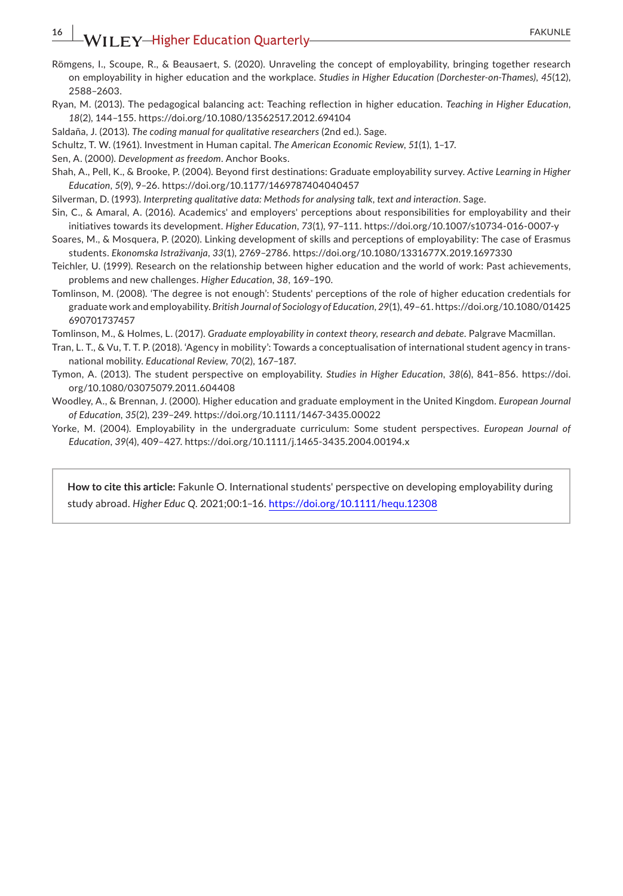Römgens, I., Scoupe, R., & Beausaert, S. (2020). Unraveling the concept of employability, bringing together research on employability in higher education and the workplace. *Studies in Higher Education (Dorchester-on-Thames)*, *45*(12), 2588–2603.

Ryan, M. (2013). The pedagogical balancing act: Teaching reflection in higher education. *Teaching in Higher Education*, *18*(2), 144–155. https://doi.org/10.1080/13562517.2012.694104

Saldaña, J. (2013). *The coding manual for qualitative researchers* (2nd ed.). Sage.

Schultz, T. W. (1961). Investment in Human capital. *The American Economic Review*, *51*(1), 1–17.

Sen, A. (2000). *Development as freedom*. Anchor Books.

Shah, A., Pell, K., & Brooke, P. (2004). Beyond first destinations: Graduate employability survey. *Active Learning in Higher Education*, *5*(9), 9–26. https://doi.org/10.1177/1469787404040457

Silverman, D. (1993). *Interpreting qualitative data: Methods for analysing talk, text and interaction*. Sage.

Sin, C., & Amaral, A. (2016). Academics' and employers' perceptions about responsibilities for employability and their initiatives towards its development. *Higher Education*, *73*(1), 97–111. https://doi.org/10.1007/s10734-016-0007-y

Soares, M., & Mosquera, P. (2020). Linking development of skills and perceptions of employability: The case of Erasmus students. *Ekonomska Istraživanja*, *33*(1), 2769–2786. https://doi.org/10.1080/1331677X.2019.1697330

Teichler, U. (1999). Research on the relationship between higher education and the world of work: Past achievements, problems and new challenges. *Higher Education*, *38*, 169–190.

Tomlinson, M. (2008). 'The degree is not enough': Students' perceptions of the role of higher education credentials for graduate work and employability. *British Journal of Sociology of Education*, *29*(1), 49–61. https://doi.org/10.1080/01425690701737457

Tomlinson, M., & Holmes, L. (2017). *Graduate employability in context theory, research and debate*. Palgrave Macmillan.

Tran, L. T., & Vu, T. T. P. (2018). 'Agency in mobility': Towards a conceptualisation of international student agency in transnational mobility. *Educational Review*, *70*(2), 167–187.

Tymon, A. (2013). The student perspective on employability. *Studies in Higher Education*, *38*(6), 841–856. https://doi.org/10.1080/03075079.2011.604408

Woodley, A., & Brennan, J. (2000). Higher education and graduate employment in the United Kingdom. *European Journal of Education*, *35*(2), 239–249. https://doi.org/10.1111/1467-3435.00022

Yorke, M. (2004). Employability in the undergraduate curriculum: Some student perspectives. *European Journal of Education*, *39*(4), 409–427. https://doi.org/10.1111/j.1465-3435.2004.00194.x

**How to cite this article:** Fakunle O. International students' perspective on developing employability during study abroad. *Higher Educ Q*. 2021;00:1–16. https://doi.org/10.1111/hequ.12308